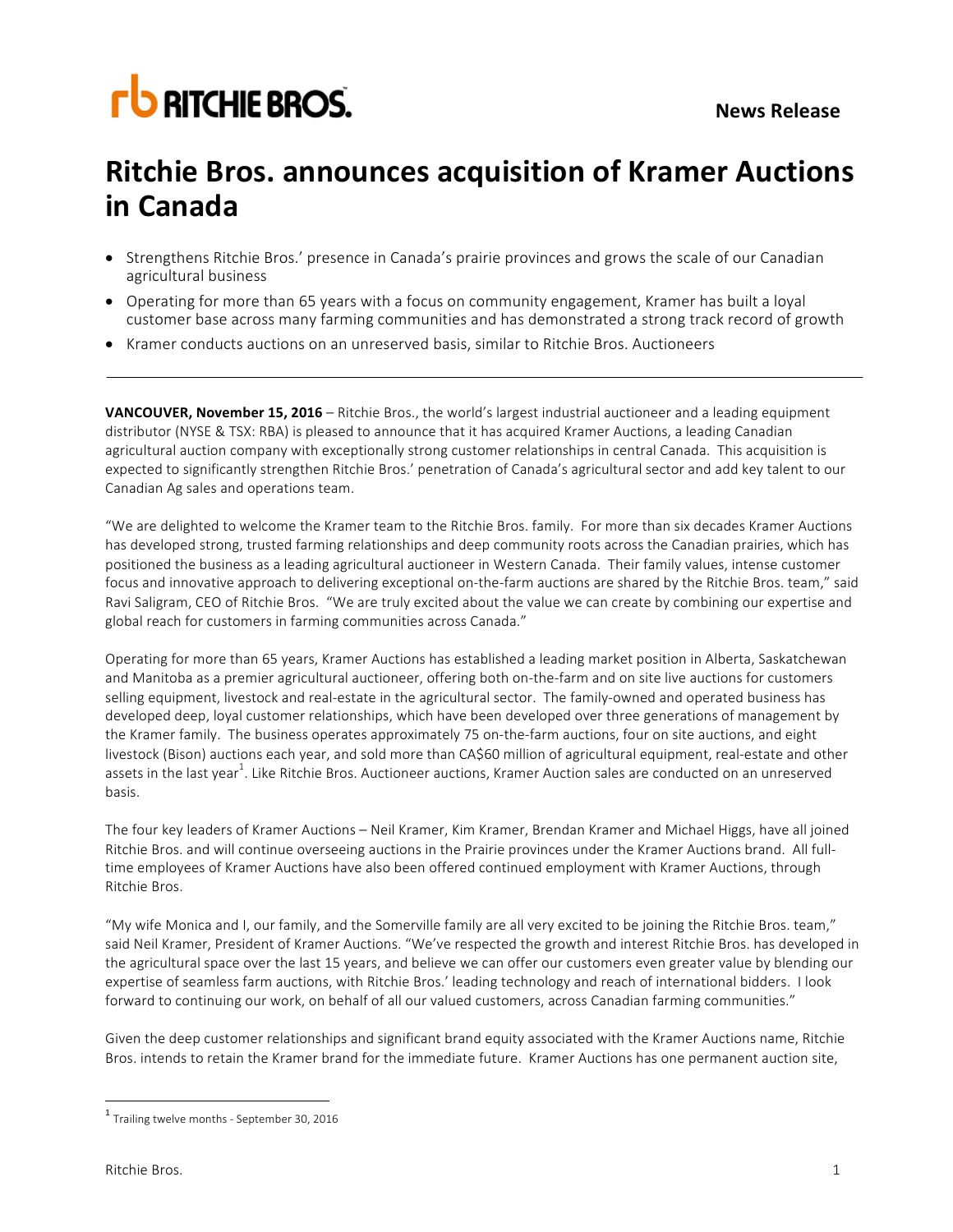**News Release**

# Ritchie Bros. announces acquisition of Kramer Auctions in Canada

- Strengthens Ritchie Bros.' presence in Canada's prairie provinces and grows the scale of our Canadian agricultural business
- Operating for more than 65 years with a focus on community engagement, Kramer has built a loyal customer base across many farming communities and has demonstrated a strong track record of growth
- Kramer conducts auctions on an unreserved basis, similar to Ritchie Bros. Auctioneers

---

**VANCOUVER, November 15, 2016** – Ritchie Bros., the world's largest industrial auctioneer and a leading equipment distributor (NYSE & TSX: RBA) is pleased to announce that it has acquired Kramer Auctions, a leading Canadian agricultural auction company with exceptionally strong customer relationships in central Canada. This acquisition is expected to significantly strengthen Ritchie Bros.' penetration of Canada's agricultural sector and add key talent to our Canadian Ag sales and operations team.

"We are delighted to welcome the Kramer team to the Ritchie Bros. family. For more than six decades Kramer Auctions has developed strong, trusted farming relationships and deep community roots across the Canadian prairies, which has positioned the business as a leading agricultural auctioneer in Western Canada. Their family values, intense customer focus and innovative approach to delivering exceptional on-the-farm auctions are shared by the Ritchie Bros. team," said Ravi Saligram, CEO of Ritchie Bros. "We are truly excited about the value we can create by combining our expertise and global reach for customers in farming communities across Canada."

Operating for more than 65 years, Kramer Auctions has established a leading market position in Alberta, Saskatchewan and Manitoba as a premier agricultural auctioneer, offering both on-the-farm and on site live auctions for customers selling equipment, livestock and real-estate in the agricultural sector. The family-owned and operated business has developed deep, loyal customer relationships, which have been developed over three generations of management by the Kramer family. The business operates approximately 75 on-the-farm auctions, four on site auctions, and eight livestock (Bison) auctions each year, and sold more than CA$60 million of agricultural equipment, real-estate and other assets in the last year[1]. Like Ritchie Bros. Auctioneer auctions, Kramer Auction sales are conducted on an unreserved basis.

The four key leaders of Kramer Auctions – Neil Kramer, Kim Kramer, Brendan Kramer and Michael Higgs, have all joined Ritchie Bros. and will continue overseeing auctions in the Prairie provinces under the Kramer Auctions brand. All full-time employees of Kramer Auctions have also been offered continued employment with Kramer Auctions, through Ritchie Bros.

"My wife Monica and I, our family, and the Somerville family are all very excited to be joining the Ritchie Bros. team," said Neil Kramer, President of Kramer Auctions. "We've respected the growth and interest Ritchie Bros. has developed in the agricultural space over the last 15 years, and believe we can offer our customers even greater value by blending our expertise of seamless farm auctions, with Ritchie Bros.' leading technology and reach of international bidders. I look forward to continuing our work, on behalf of all our valued customers, across Canadian farming communities."

Given the deep customer relationships and significant brand equity associated with the Kramer Auctions name, Ritchie Bros. intends to retain the Kramer brand for the immediate future. Kramer Auctions has one permanent auction site,

---

[1] Trailing twelve months - September 30, 2016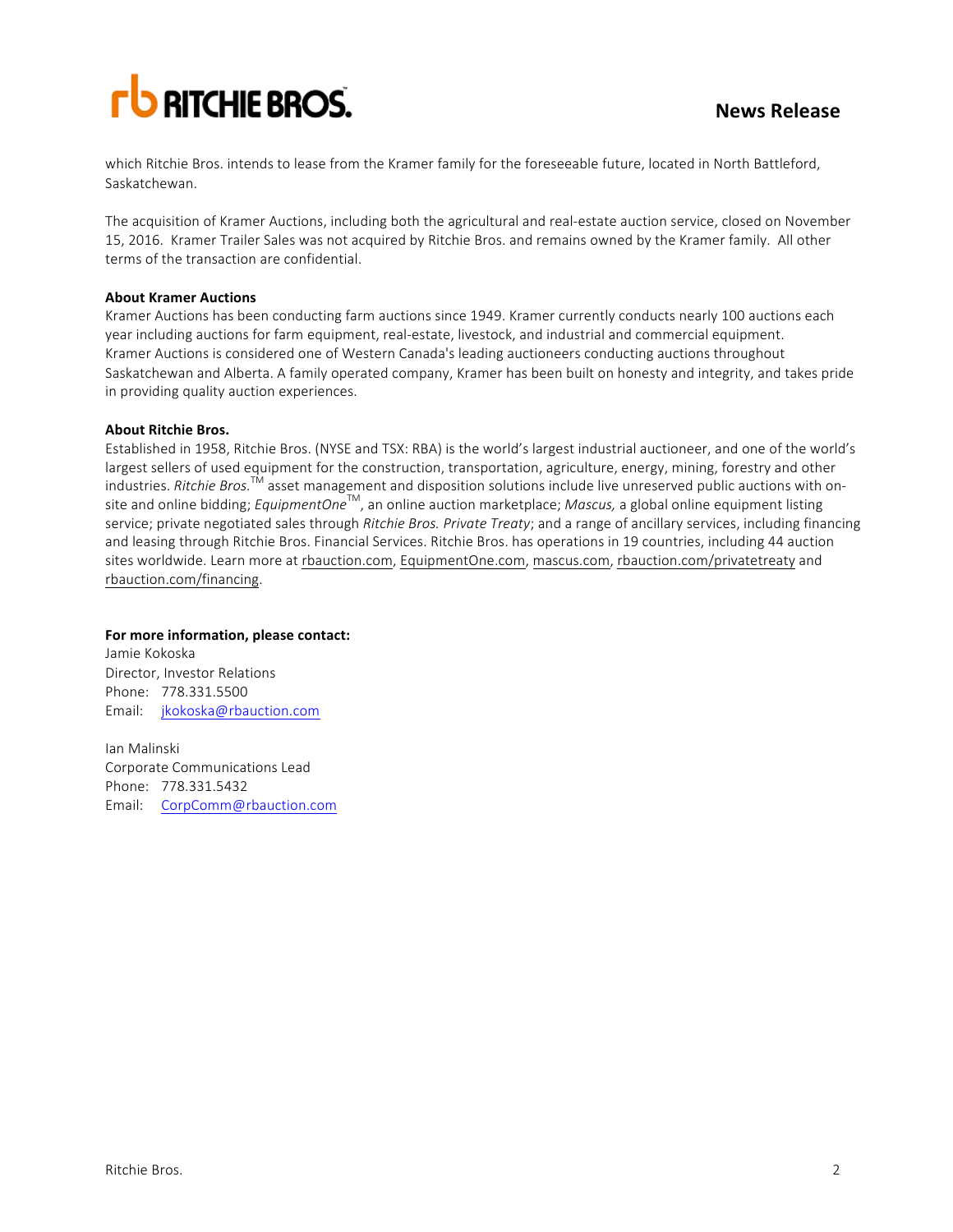which Ritchie Bros. intends to lease from the Kramer family for the foreseeable future, located in North Battleford, Saskatchewan.

The acquisition of Kramer Auctions, including both the agricultural and real-estate auction service, closed on November 15, 2016. Kramer Trailer Sales was not acquired by Ritchie Bros. and remains owned by the Kramer family. All other terms of the transaction are confidential.

**About Kramer Auctions**
Kramer Auctions has been conducting farm auctions since 1949. Kramer currently conducts nearly 100 auctions each year including auctions for farm equipment, real-estate, livestock, and industrial and commercial equipment. Kramer Auctions is considered one of Western Canada's leading auctioneers conducting auctions throughout Saskatchewan and Alberta. A family operated company, Kramer has been built on honesty and integrity, and takes pride in providing quality auction experiences.

**About Ritchie Bros.**
Established in 1958, Ritchie Bros. (NYSE and TSX: RBA) is the world's largest industrial auctioneer, and one of the world's largest sellers of used equipment for the construction, transportation, agriculture, energy, mining, forestry and other industries. *Ritchie Bros.*™ asset management and disposition solutions include live unreserved public auctions with on-site and online bidding; *EquipmentOne*™, an online auction marketplace; *Mascus,* a global online equipment listing service; private negotiated sales through *Ritchie Bros. Private Treaty*; and a range of ancillary services, including financing and leasing through Ritchie Bros. Financial Services. Ritchie Bros. has operations in 19 countries, including 44 auction sites worldwide. Learn more at rbauction.com, EquipmentOne.com, mascus.com, rbauction.com/privatetreaty and rbauction.com/financing.

**For more information, please contact:**
Jamie Kokoska
Director, Investor Relations
Phone: 778.331.5500
Email: jkokoska@rbauction.com

Ian Malinski
Corporate Communications Lead
Phone: 778.331.5432
Email: CorpComm@rbauction.com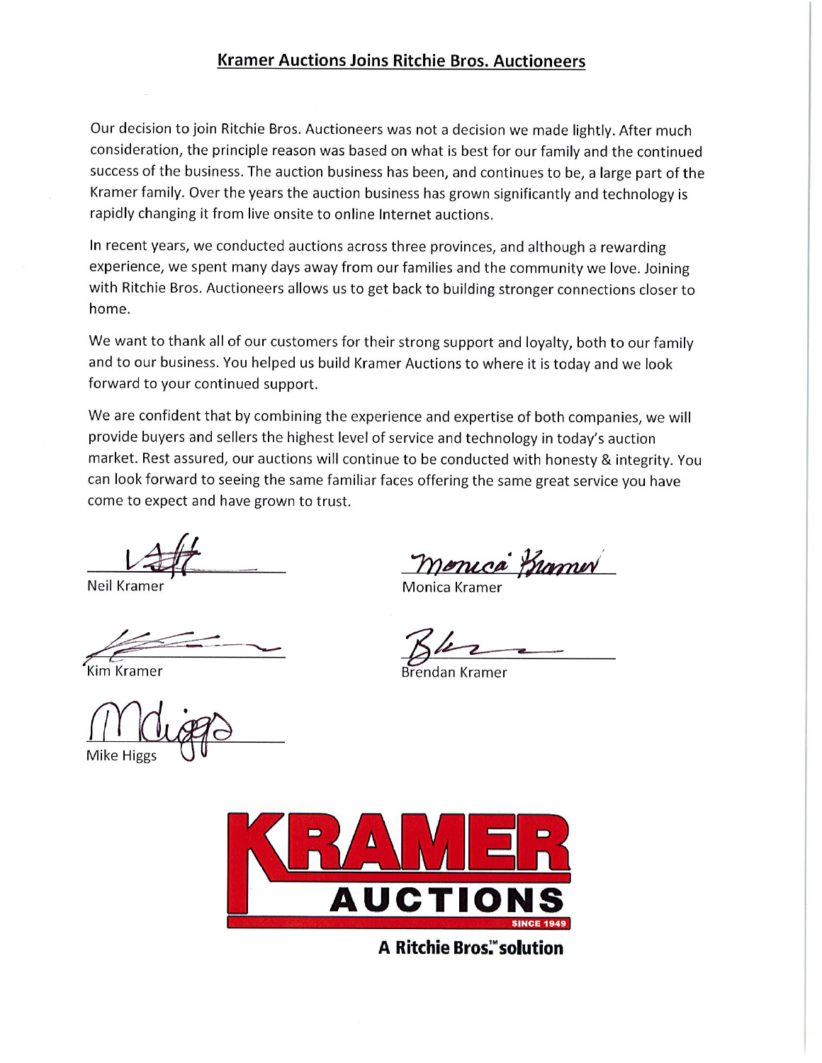## Kramer Auctions Joins Ritchie Bros. Auctioneers

Our decision to join Ritchie Bros. Auctioneers was not a decision we made lightly. After much consideration, the principle reason was based on what is best for our family and the continued success of the business. The auction business has been, and continues to be, a large part of the Kramer family. Over the years the auction business has grown significantly and technology is rapidly changing it from live onsite to online Internet auctions.

In recent years, we conducted auctions across three provinces, and although a rewarding experience, we spent many days away from our families and the community we love. Joining with Ritchie Bros. Auctioneers allows us to get back to building stronger connections closer to home.

We want to thank all of our customers for their strong support and loyalty, both to our family and to our business. You helped us build Kramer Auctions to where it is today and we look forward to your continued support.

We are confident that by combining the experience and expertise of both companies, we will provide buyers and sellers the highest level of service and technology in today's auction market. Rest assured, our auctions will continue to be conducted with honesty & integrity. You can look forward to seeing the same familiar faces offering the same great service you have come to expect and have grown to trust.

Neil Kramer

Monica Kramer

Kim Kramer

Brendan Kramer

Mike Higgs

KRAMER AUCTIONS
SINCE 1949

A Ritchie Bros.™ solution